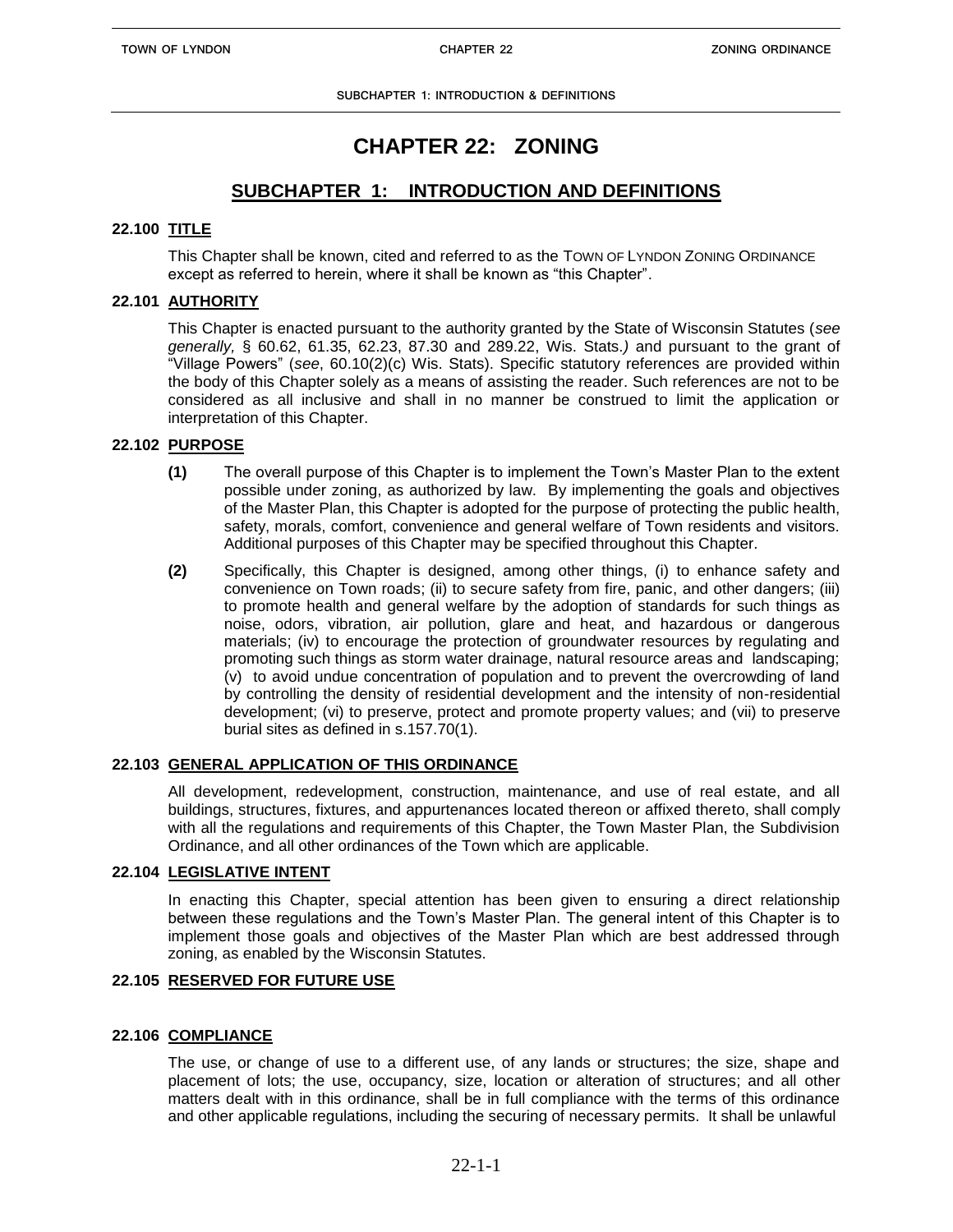# CHAPTER 22: ZONING

## SUBCHAPTER 1: INTRODUCTION AND DEFINITIONS

### 22.100 TITLE

This Chapter shall be known, cited and referred to as the TOWN OF LYNDON ZONING ORDINANCE except as referred to herein, where it shall be known as "this Chapter".

### 22.101 AUTHORITY

This Chapter is enacted pursuant to the authority granted by the State of Wisconsin Statutes (*see generally,* § 60.62, 61.35, 62.23, 87.30 and 289.22, Wis. Stats.*)* and pursuant to the grant of "Village Powers" (*see*, 60.10(2)(c) Wis. Stats). Specific statutory references are provided within the body of this Chapter solely as a means of assisting the reader. Such references are not to be considered as all inclusive and shall in no manner be construed to limit the application or interpretation of this Chapter.

### 22.102 PURPOSE

**(1)** The overall purpose of this Chapter is to implement the Town's Master Plan to the extent possible under zoning, as authorized by law. By implementing the goals and objectives of the Master Plan, this Chapter is adopted for the purpose of protecting the public health, safety, morals, comfort, convenience and general welfare of Town residents and visitors. Additional purposes of this Chapter may be specified throughout this Chapter.

**(2)** Specifically, this Chapter is designed, among other things, (i) to enhance safety and convenience on Town roads; (ii) to secure safety from fire, panic, and other dangers; (iii) to promote health and general welfare by the adoption of standards for such things as noise, odors, vibration, air pollution, glare and heat, and hazardous or dangerous materials; (iv) to encourage the protection of groundwater resources by regulating and promoting such things as storm water drainage, natural resource areas and landscaping; (v) to avoid undue concentration of population and to prevent the overcrowding of land by controlling the density of residential development and the intensity of non-residential development; (vi) to preserve, protect and promote property values; and (vii) to preserve burial sites as defined in s.157.70(1).

### 22.103 GENERAL APPLICATION OF THIS ORDINANCE

All development, redevelopment, construction, maintenance, and use of real estate, and all buildings, structures, fixtures, and appurtenances located thereon or affixed thereto, shall comply with all the regulations and requirements of this Chapter, the Town Master Plan, the Subdivision Ordinance, and all other ordinances of the Town which are applicable.

### 22.104 LEGISLATIVE INTENT

In enacting this Chapter, special attention has been given to ensuring a direct relationship between these regulations and the Town's Master Plan. The general intent of this Chapter is to implement those goals and objectives of the Master Plan which are best addressed through zoning, as enabled by the Wisconsin Statutes.

### 22.105 RESERVED FOR FUTURE USE

### 22.106 COMPLIANCE

The use, or change of use to a different use, of any lands or structures; the size, shape and placement of lots; the use, occupancy, size, location or alteration of structures; and all other matters dealt with in this ordinance, shall be in full compliance with the terms of this ordinance and other applicable regulations, including the securing of necessary permits. It shall be unlawful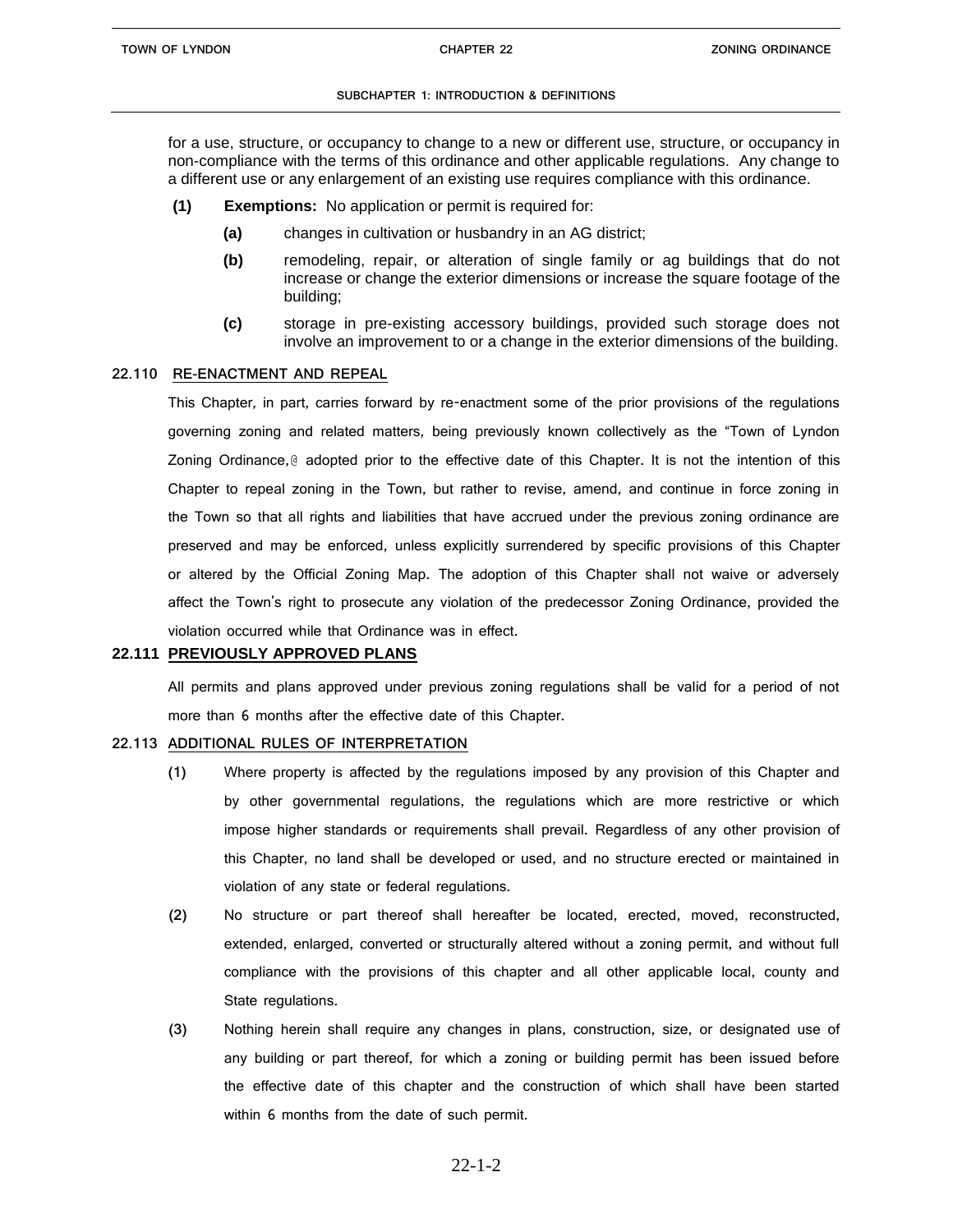for a use, structure, or occupancy to change to a new or different use, structure, or occupancy in non-compliance with the terms of this ordinance and other applicable regulations. Any change to a different use or any enlargement of an existing use requires compliance with this ordinance.

**(1)** **Exemptions:** No application or permit is required for:

- **(a)** changes in cultivation or husbandry in an AG district;
- **(b)** remodeling, repair, or alteration of single family or ag buildings that do not increase or change the exterior dimensions or increase the square footage of the building;
- **(c)** storage in pre-existing accessory buildings, provided such storage does not involve an improvement to or a change in the exterior dimensions of the building.

## 22.110 RE-ENACTMENT AND REPEAL

This Chapter, in part, carries forward by re-enactment some of the prior provisions of the regulations governing zoning and related matters, being previously known collectively as the "Town of Lyndon Zoning Ordinance,@ adopted prior to the effective date of this Chapter. It is not the intention of this Chapter to repeal zoning in the Town, but rather to revise, amend, and continue in force zoning in the Town so that all rights and liabilities that have accrued under the previous zoning ordinance are preserved and may be enforced, unless explicitly surrendered by specific provisions of this Chapter or altered by the Official Zoning Map. The adoption of this Chapter shall not waive or adversely affect the Town's right to prosecute any violation of the predecessor Zoning Ordinance, provided the violation occurred while that Ordinance was in effect.

## 22.111 PREVIOUSLY APPROVED PLANS

All permits and plans approved under previous zoning regulations shall be valid for a period of not more than 6 months after the effective date of this Chapter.

## 22.113 ADDITIONAL RULES OF INTERPRETATION

(1) Where property is affected by the regulations imposed by any provision of this Chapter and by other governmental regulations, the regulations which are more restrictive or which impose higher standards or requirements shall prevail. Regardless of any other provision of this Chapter, no land shall be developed or used, and no structure erected or maintained in violation of any state or federal regulations.

(2) No structure or part thereof shall hereafter be located, erected, moved, reconstructed, extended, enlarged, converted or structurally altered without a zoning permit, and without full compliance with the provisions of this chapter and all other applicable local, county and State regulations.

(3) Nothing herein shall require any changes in plans, construction, size, or designated use of any building or part thereof, for which a zoning or building permit has been issued before the effective date of this chapter and the construction of which shall have been started within 6 months from the date of such permit.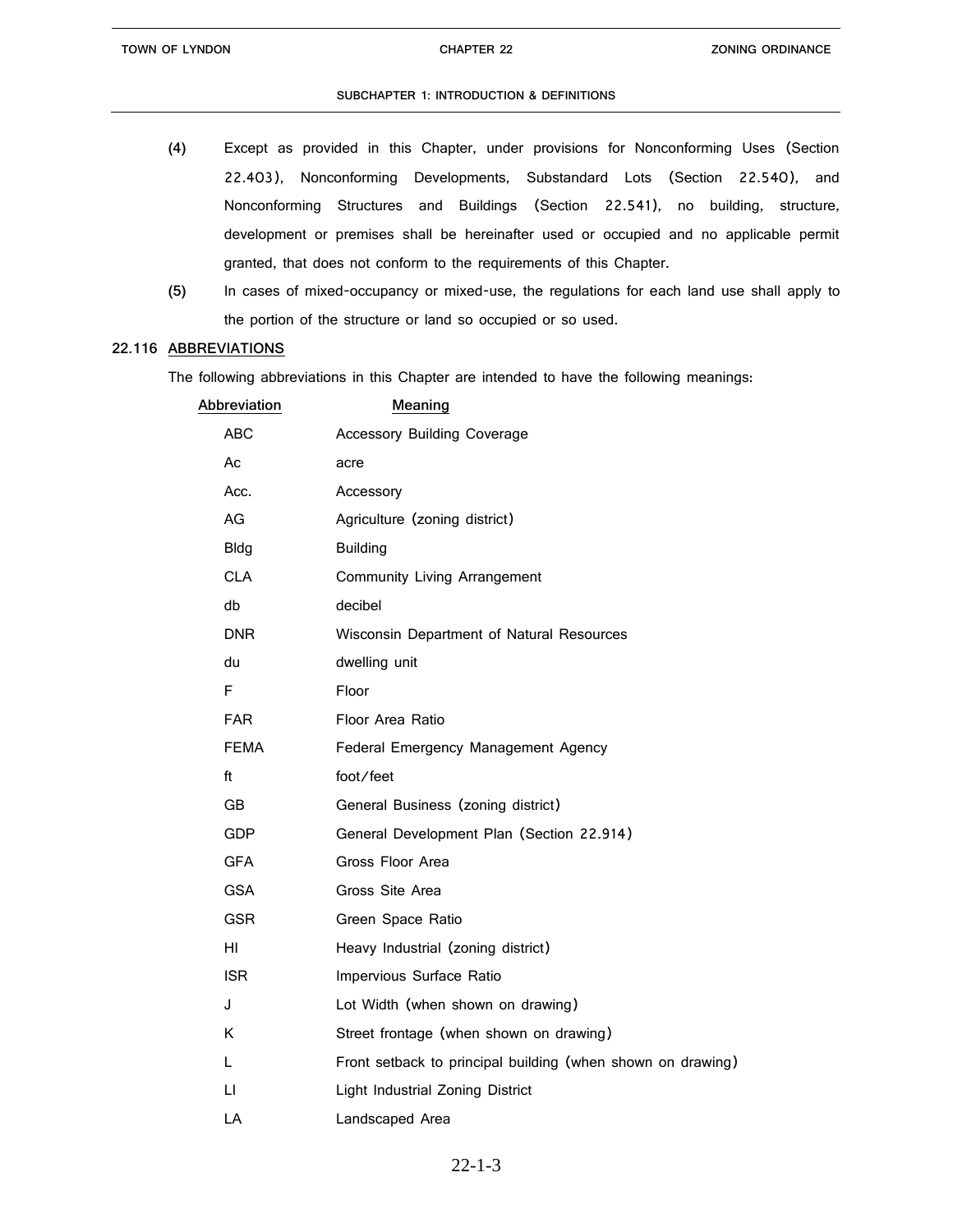(4) Except as provided in this Chapter, under provisions for Nonconforming Uses (Section 22.403), Nonconforming Developments, Substandard Lots (Section 22.540), and Nonconforming Structures and Buildings (Section 22.541), no building, structure, development or premises shall be hereinafter used or occupied and no applicable permit granted, that does not conform to the requirements of this Chapter.

(5) In cases of mixed-occupancy or mixed-use, the regulations for each land use shall apply to the portion of the structure or land so occupied or so used.

**22.116 ABBREVIATIONS**

The following abbreviations in this Chapter are intended to have the following meanings:

| Abbreviation | Meaning |
|---|---|
| ABC | Accessory Building Coverage |
| Ac | acre |
| Acc. | Accessory |
| AG | Agriculture (zoning district) |
| Bldg | Building |
| CLA | Community Living Arrangement |
| db | decibel |
| DNR | Wisconsin Department of Natural Resources |
| du | dwelling unit |
| F | Floor |
| FAR | Floor Area Ratio |
| FEMA | Federal Emergency Management Agency |
| ft | foot/feet |
| GB | General Business (zoning district) |
| GDP | General Development Plan (Section 22.914) |
| GFA | Gross Floor Area |
| GSA | Gross Site Area |
| GSR | Green Space Ratio |
| HI | Heavy Industrial (zoning district) |
| ISR | Impervious Surface Ratio |
| J | Lot Width (when shown on drawing) |
| K | Street frontage (when shown on drawing) |
| L | Front setback to principal building (when shown on drawing) |
| LI | Light Industrial Zoning District |
| LA | Landscaped Area |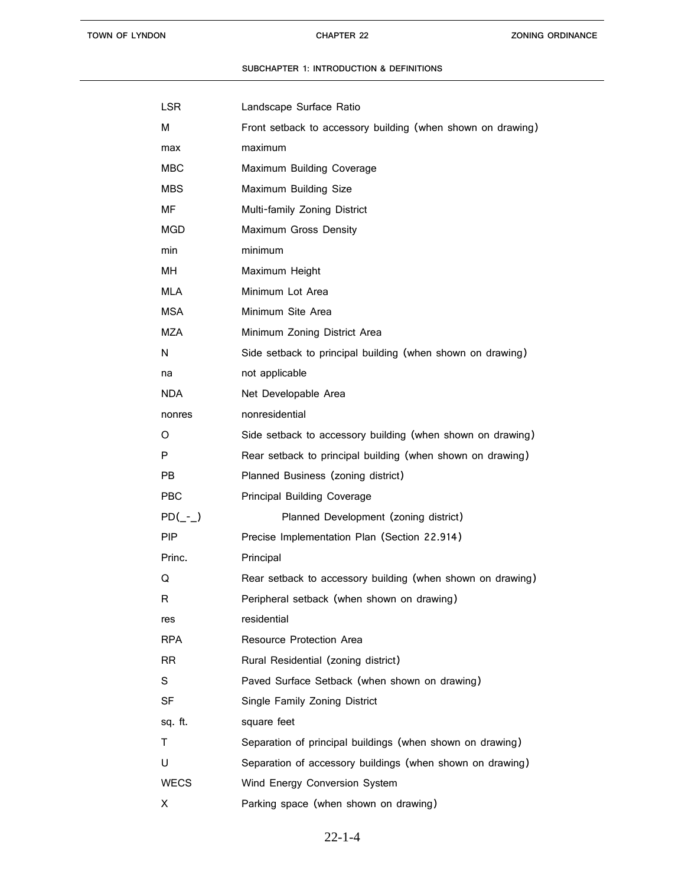| | |
|---|---|
| LSR | Landscape Surface Ratio |
| M | Front setback to accessory building (when shown on drawing) |
| max | maximum |
| MBC | Maximum Building Coverage |
| MBS | Maximum Building Size |
| MF | Multi-family Zoning District |
| MGD | Maximum Gross Density |
| min | minimum |
| MH | Maximum Height |
| MLA | Minimum Lot Area |
| MSA | Minimum Site Area |
| MZA | Minimum Zoning District Area |
| N | Side setback to principal building (when shown on drawing) |
| na | not applicable |
| NDA | Net Developable Area |
| nonres | nonresidential |
| O | Side setback to accessory building (when shown on drawing) |
| P | Rear setback to principal building (when shown on drawing) |
| PB | Planned Business (zoning district) |
| PBC | Principal Building Coverage |
| PD(_-_) | Planned Development (zoning district) |
| PIP | Precise Implementation Plan (Section 22.914) |
| Princ. | Principal |
| Q | Rear setback to accessory building (when shown on drawing) |
| R | Peripheral setback (when shown on drawing) |
| res | residential |
| RPA | Resource Protection Area |
| RR | Rural Residential (zoning district) |
| S | Paved Surface Setback (when shown on drawing) |
| SF | Single Family Zoning District |
| sq. ft. | square feet |
| T | Separation of principal buildings (when shown on drawing) |
| U | Separation of accessory buildings (when shown on drawing) |
| WECS | Wind Energy Conversion System |
| X | Parking space (when shown on drawing) |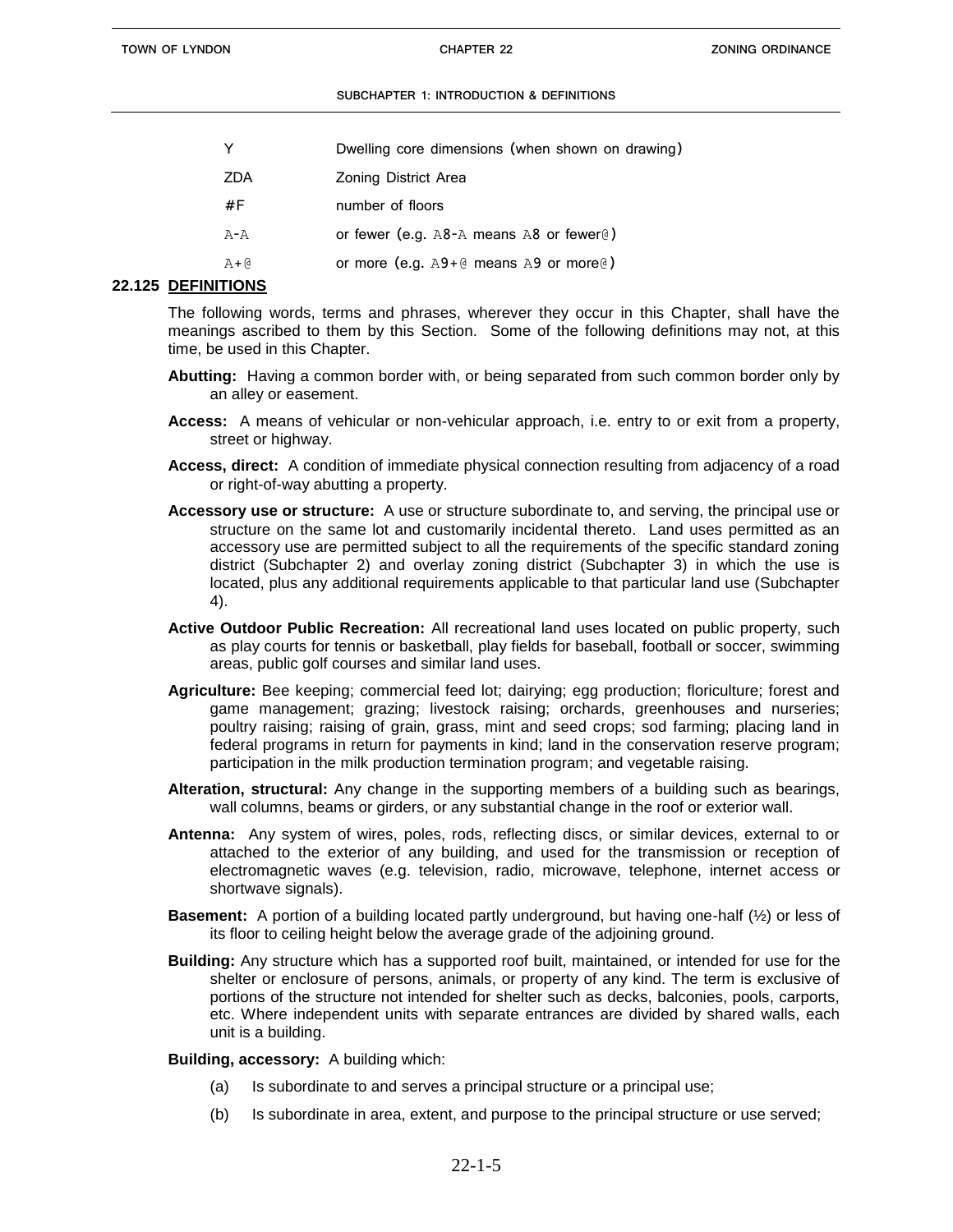| | |
|---|---|
| Y | Dwelling core dimensions (when shown on drawing) |
| ZDA | Zoning District Area |
| #F | number of floors |
| A-A | or fewer (e.g. A8-A means A8 or fewer@) |
| A+@ | or more (e.g. A9+@ means A9 or more@) |

## 22.125 DEFINITIONS

The following words, terms and phrases, wherever they occur in this Chapter, shall have the meanings ascribed to them by this Section. Some of the following definitions may not, at this time, be used in this Chapter.

**Abutting:** Having a common border with, or being separated from such common border only by an alley or easement.

**Access:** A means of vehicular or non-vehicular approach, i.e. entry to or exit from a property, street or highway.

**Access, direct:** A condition of immediate physical connection resulting from adjacency of a road or right-of-way abutting a property.

**Accessory use or structure:** A use or structure subordinate to, and serving, the principal use or structure on the same lot and customarily incidental thereto. Land uses permitted as an accessory use are permitted subject to all the requirements of the specific standard zoning district (Subchapter 2) and overlay zoning district (Subchapter 3) in which the use is located, plus any additional requirements applicable to that particular land use (Subchapter 4).

**Active Outdoor Public Recreation:** All recreational land uses located on public property, such as play courts for tennis or basketball, play fields for baseball, football or soccer, swimming areas, public golf courses and similar land uses.

**Agriculture:** Bee keeping; commercial feed lot; dairying; egg production; floriculture; forest and game management; grazing; livestock raising; orchards, greenhouses and nurseries; poultry raising; raising of grain, grass, mint and seed crops; sod farming; placing land in federal programs in return for payments in kind; land in the conservation reserve program; participation in the milk production termination program; and vegetable raising.

**Alteration, structural:** Any change in the supporting members of a building such as bearings, wall columns, beams or girders, or any substantial change in the roof or exterior wall.

**Antenna:** Any system of wires, poles, rods, reflecting discs, or similar devices, external to or attached to the exterior of any building, and used for the transmission or reception of electromagnetic waves (e.g. television, radio, microwave, telephone, internet access or shortwave signals).

**Basement:** A portion of a building located partly underground, but having one-half (½) or less of its floor to ceiling height below the average grade of the adjoining ground.

**Building:** Any structure which has a supported roof built, maintained, or intended for use for the shelter or enclosure of persons, animals, or property of any kind. The term is exclusive of portions of the structure not intended for shelter such as decks, balconies, pools, carports, etc. Where independent units with separate entrances are divided by shared walls, each unit is a building.

**Building, accessory:** A building which:

(a) Is subordinate to and serves a principal structure or a principal use;

(b) Is subordinate in area, extent, and purpose to the principal structure or use served;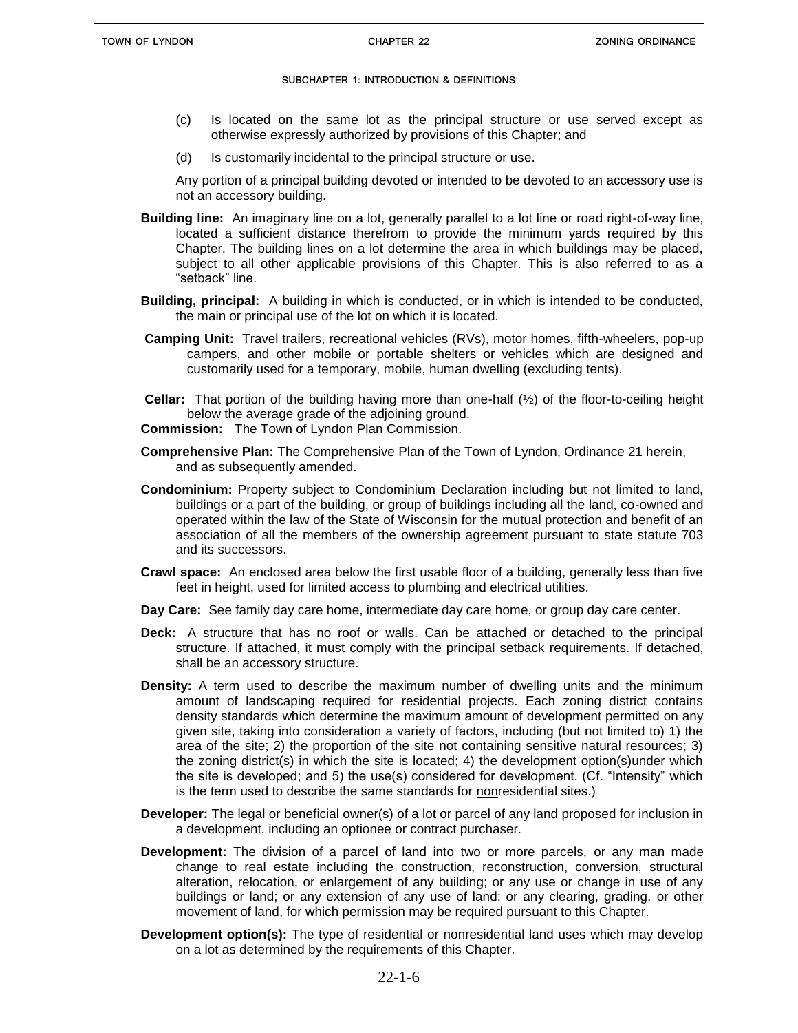(c) Is located on the same lot as the principal structure or use served except as otherwise expressly authorized by provisions of this Chapter; and

(d) Is customarily incidental to the principal structure or use.

Any portion of a principal building devoted or intended to be devoted to an accessory use is not an accessory building.

**Building line:** An imaginary line on a lot, generally parallel to a lot line or road right-of-way line, located a sufficient distance therefrom to provide the minimum yards required by this Chapter. The building lines on a lot determine the area in which buildings may be placed, subject to all other applicable provisions of this Chapter. This is also referred to as a "setback" line.

**Building, principal:** A building in which is conducted, or in which is intended to be conducted, the main or principal use of the lot on which it is located.

**Camping Unit:** Travel trailers, recreational vehicles (RVs), motor homes, fifth-wheelers, pop-up campers, and other mobile or portable shelters or vehicles which are designed and customarily used for a temporary, mobile, human dwelling (excluding tents).

**Cellar:** That portion of the building having more than one-half (½) of the floor-to-ceiling height below the average grade of the adjoining ground.

**Commission:** The Town of Lyndon Plan Commission.

**Comprehensive Plan:** The Comprehensive Plan of the Town of Lyndon, Ordinance 21 herein, and as subsequently amended.

**Condominium:** Property subject to Condominium Declaration including but not limited to land, buildings or a part of the building, or group of buildings including all the land, co-owned and operated within the law of the State of Wisconsin for the mutual protection and benefit of an association of all the members of the ownership agreement pursuant to state statute 703 and its successors.

**Crawl space:** An enclosed area below the first usable floor of a building, generally less than five feet in height, used for limited access to plumbing and electrical utilities.

**Day Care:** See family day care home, intermediate day care home, or group day care center.

**Deck:** A structure that has no roof or walls. Can be attached or detached to the principal structure. If attached, it must comply with the principal setback requirements. If detached, shall be an accessory structure.

**Density:** A term used to describe the maximum number of dwelling units and the minimum amount of landscaping required for residential projects. Each zoning district contains density standards which determine the maximum amount of development permitted on any given site, taking into consideration a variety of factors, including (but not limited to) 1) the area of the site; 2) the proportion of the site not containing sensitive natural resources; 3) the zoning district(s) in which the site is located; 4) the development option(s)under which the site is developed; and 5) the use(s) considered for development. (Cf. "Intensity" which is the term used to describe the same standards for nonresidential sites.)

**Developer:** The legal or beneficial owner(s) of a lot or parcel of any land proposed for inclusion in a development, including an optionee or contract purchaser.

**Development:** The division of a parcel of land into two or more parcels, or any man made change to real estate including the construction, reconstruction, conversion, structural alteration, relocation, or enlargement of any building; or any use or change in use of any buildings or land; or any extension of any use of land; or any clearing, grading, or other movement of land, for which permission may be required pursuant to this Chapter.

**Development option(s):** The type of residential or nonresidential land uses which may develop on a lot as determined by the requirements of this Chapter.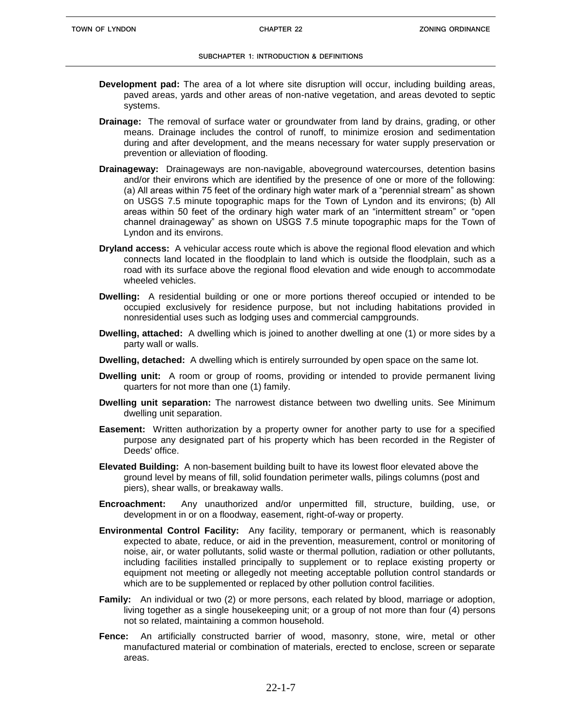**Development pad:** The area of a lot where site disruption will occur, including building areas, paved areas, yards and other areas of non-native vegetation, and areas devoted to septic systems.

**Drainage:** The removal of surface water or groundwater from land by drains, grading, or other means. Drainage includes the control of runoff, to minimize erosion and sedimentation during and after development, and the means necessary for water supply preservation or prevention or alleviation of flooding.

**Drainageway:** Drainageways are non-navigable, aboveground watercourses, detention basins and/or their environs which are identified by the presence of one or more of the following: (a) All areas within 75 feet of the ordinary high water mark of a "perennial stream" as shown on USGS 7.5 minute topographic maps for the Town of Lyndon and its environs; (b) All areas within 50 feet of the ordinary high water mark of an "intermittent stream" or "open channel drainageway" as shown on USGS 7.5 minute topographic maps for the Town of Lyndon and its environs.

**Dryland access:** A vehicular access route which is above the regional flood elevation and which connects land located in the floodplain to land which is outside the floodplain, such as a road with its surface above the regional flood elevation and wide enough to accommodate wheeled vehicles.

**Dwelling:** A residential building or one or more portions thereof occupied or intended to be occupied exclusively for residence purpose, but not including habitations provided in nonresidential uses such as lodging uses and commercial campgrounds.

**Dwelling, attached:** A dwelling which is joined to another dwelling at one (1) or more sides by a party wall or walls.

**Dwelling, detached:** A dwelling which is entirely surrounded by open space on the same lot.

**Dwelling unit:** A room or group of rooms, providing or intended to provide permanent living quarters for not more than one (1) family.

**Dwelling unit separation:** The narrowest distance between two dwelling units. See Minimum dwelling unit separation.

**Easement:** Written authorization by a property owner for another party to use for a specified purpose any designated part of his property which has been recorded in the Register of Deeds' office.

**Elevated Building:** A non-basement building built to have its lowest floor elevated above the ground level by means of fill, solid foundation perimeter walls, pilings columns (post and piers), shear walls, or breakaway walls.

**Encroachment:** Any unauthorized and/or unpermitted fill, structure, building, use, or development in or on a floodway, easement, right-of-way or property.

**Environmental Control Facility:** Any facility, temporary or permanent, which is reasonably expected to abate, reduce, or aid in the prevention, measurement, control or monitoring of noise, air, or water pollutants, solid waste or thermal pollution, radiation or other pollutants, including facilities installed principally to supplement or to replace existing property or equipment not meeting or allegedly not meeting acceptable pollution control standards or which are to be supplemented or replaced by other pollution control facilities.

**Family:** An individual or two (2) or more persons, each related by blood, marriage or adoption, living together as a single housekeeping unit; or a group of not more than four (4) persons not so related, maintaining a common household.

**Fence:** An artificially constructed barrier of wood, masonry, stone, wire, metal or other manufactured material or combination of materials, erected to enclose, screen or separate areas.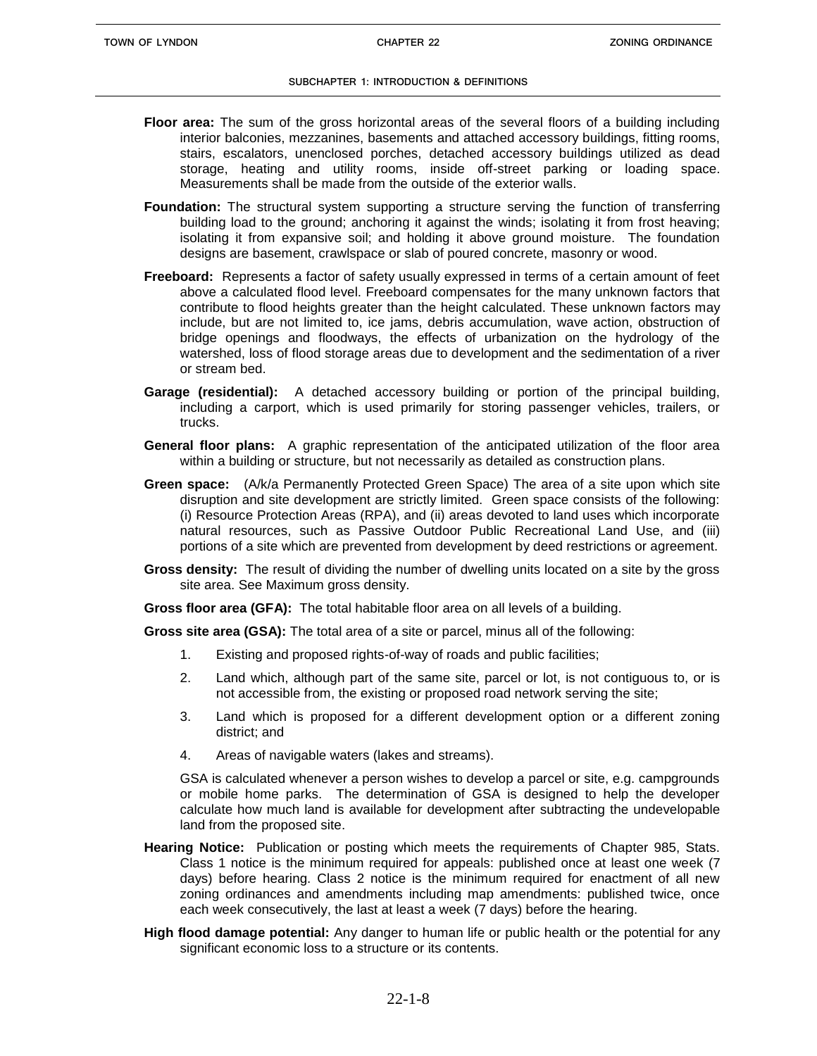**Floor area:** The sum of the gross horizontal areas of the several floors of a building including interior balconies, mezzanines, basements and attached accessory buildings, fitting rooms, stairs, escalators, unenclosed porches, detached accessory buildings utilized as dead storage, heating and utility rooms, inside off-street parking or loading space. Measurements shall be made from the outside of the exterior walls.

**Foundation:** The structural system supporting a structure serving the function of transferring building load to the ground; anchoring it against the winds; isolating it from frost heaving; isolating it from expansive soil; and holding it above ground moisture. The foundation designs are basement, crawlspace or slab of poured concrete, masonry or wood.

**Freeboard:** Represents a factor of safety usually expressed in terms of a certain amount of feet above a calculated flood level. Freeboard compensates for the many unknown factors that contribute to flood heights greater than the height calculated. These unknown factors may include, but are not limited to, ice jams, debris accumulation, wave action, obstruction of bridge openings and floodways, the effects of urbanization on the hydrology of the watershed, loss of flood storage areas due to development and the sedimentation of a river or stream bed.

**Garage (residential):** A detached accessory building or portion of the principal building, including a carport, which is used primarily for storing passenger vehicles, trailers, or trucks.

**General floor plans:** A graphic representation of the anticipated utilization of the floor area within a building or structure, but not necessarily as detailed as construction plans.

**Green space:** (A/k/a Permanently Protected Green Space) The area of a site upon which site disruption and site development are strictly limited. Green space consists of the following: (i) Resource Protection Areas (RPA), and (ii) areas devoted to land uses which incorporate natural resources, such as Passive Outdoor Public Recreational Land Use, and (iii) portions of a site which are prevented from development by deed restrictions or agreement.

**Gross density:** The result of dividing the number of dwelling units located on a site by the gross site area. See Maximum gross density.

**Gross floor area (GFA):** The total habitable floor area on all levels of a building.

**Gross site area (GSA):** The total area of a site or parcel, minus all of the following:

1. Existing and proposed rights-of-way of roads and public facilities;
2. Land which, although part of the same site, parcel or lot, is not contiguous to, or is not accessible from, the existing or proposed road network serving the site;
3. Land which is proposed for a different development option or a different zoning district; and
4. Areas of navigable waters (lakes and streams).

GSA is calculated whenever a person wishes to develop a parcel or site, e.g. campgrounds or mobile home parks. The determination of GSA is designed to help the developer calculate how much land is available for development after subtracting the undevelopable land from the proposed site.

**Hearing Notice:** Publication or posting which meets the requirements of Chapter 985, Stats. Class 1 notice is the minimum required for appeals: published once at least one week (7 days) before hearing. Class 2 notice is the minimum required for enactment of all new zoning ordinances and amendments including map amendments: published twice, once each week consecutively, the last at least a week (7 days) before the hearing.

**High flood damage potential:** Any danger to human life or public health or the potential for any significant economic loss to a structure or its contents.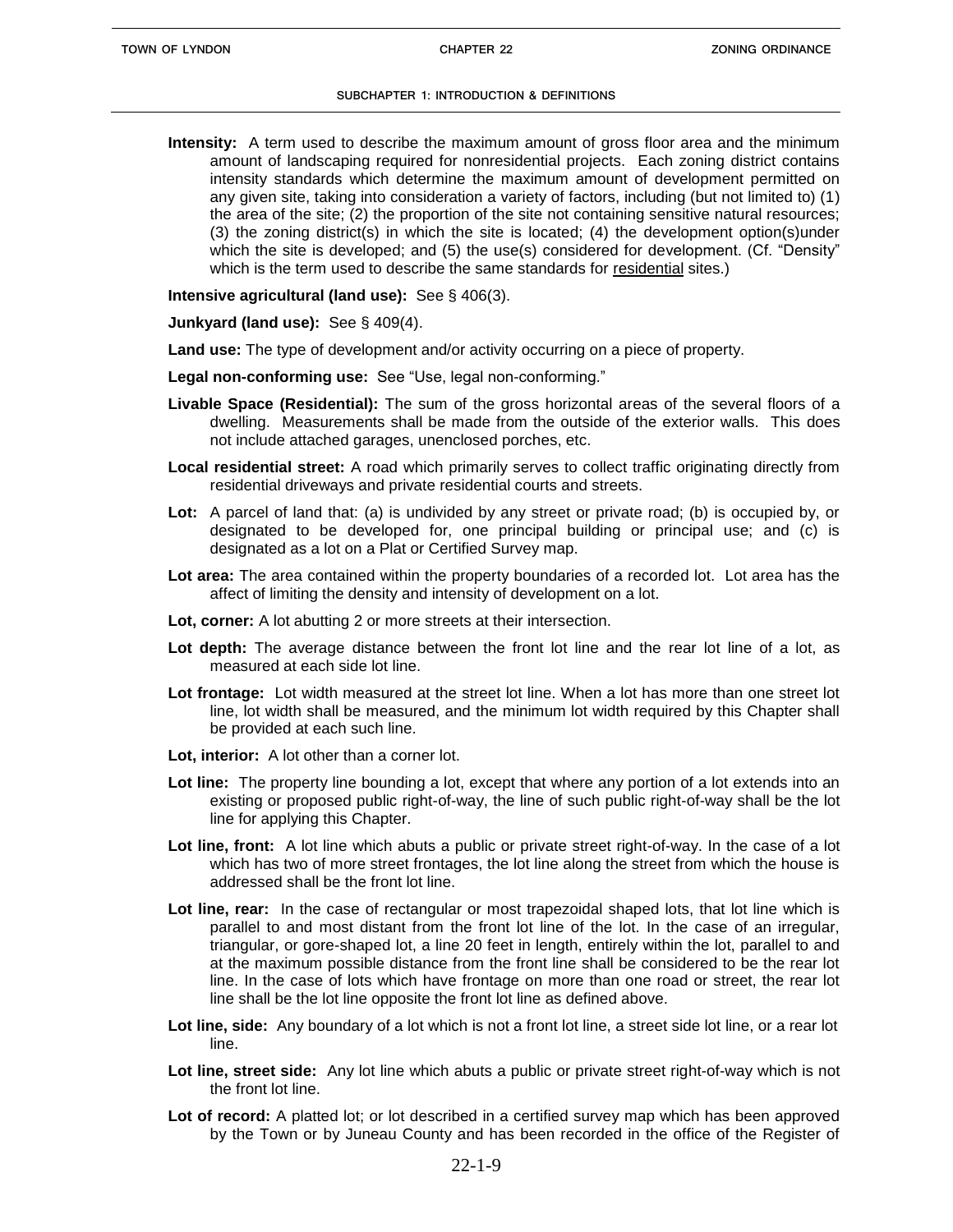**Intensity:** A term used to describe the maximum amount of gross floor area and the minimum amount of landscaping required for nonresidential projects. Each zoning district contains intensity standards which determine the maximum amount of development permitted on any given site, taking into consideration a variety of factors, including (but not limited to) (1) the area of the site; (2) the proportion of the site not containing sensitive natural resources; (3) the zoning district(s) in which the site is located; (4) the development option(s)under which the site is developed; and (5) the use(s) considered for development. (Cf. "Density" which is the term used to describe the same standards for residential sites.)

**Intensive agricultural (land use):** See § 406(3).

**Junkyard (land use):** See § 409(4).

**Land use:** The type of development and/or activity occurring on a piece of property.

**Legal non-conforming use:** See "Use, legal non-conforming."

**Livable Space (Residential):** The sum of the gross horizontal areas of the several floors of a dwelling. Measurements shall be made from the outside of the exterior walls. This does not include attached garages, unenclosed porches, etc.

**Local residential street:** A road which primarily serves to collect traffic originating directly from residential driveways and private residential courts and streets.

**Lot:** A parcel of land that: (a) is undivided by any street or private road; (b) is occupied by, or designated to be developed for, one principal building or principal use; and (c) is designated as a lot on a Plat or Certified Survey map.

**Lot area:** The area contained within the property boundaries of a recorded lot. Lot area has the affect of limiting the density and intensity of development on a lot.

**Lot, corner:** A lot abutting 2 or more streets at their intersection.

**Lot depth:** The average distance between the front lot line and the rear lot line of a lot, as measured at each side lot line.

**Lot frontage:** Lot width measured at the street lot line. When a lot has more than one street lot line, lot width shall be measured, and the minimum lot width required by this Chapter shall be provided at each such line.

**Lot, interior:** A lot other than a corner lot.

**Lot line:** The property line bounding a lot, except that where any portion of a lot extends into an existing or proposed public right-of-way, the line of such public right-of-way shall be the lot line for applying this Chapter.

**Lot line, front:** A lot line which abuts a public or private street right-of-way. In the case of a lot which has two of more street frontages, the lot line along the street from which the house is addressed shall be the front lot line.

**Lot line, rear:** In the case of rectangular or most trapezoidal shaped lots, that lot line which is parallel to and most distant from the front lot line of the lot. In the case of an irregular, triangular, or gore-shaped lot, a line 20 feet in length, entirely within the lot, parallel to and at the maximum possible distance from the front line shall be considered to be the rear lot line. In the case of lots which have frontage on more than one road or street, the rear lot line shall be the lot line opposite the front lot line as defined above.

**Lot line, side:** Any boundary of a lot which is not a front lot line, a street side lot line, or a rear lot line.

**Lot line, street side:** Any lot line which abuts a public or private street right-of-way which is not the front lot line.

**Lot of record:** A platted lot; or lot described in a certified survey map which has been approved by the Town or by Juneau County and has been recorded in the office of the Register of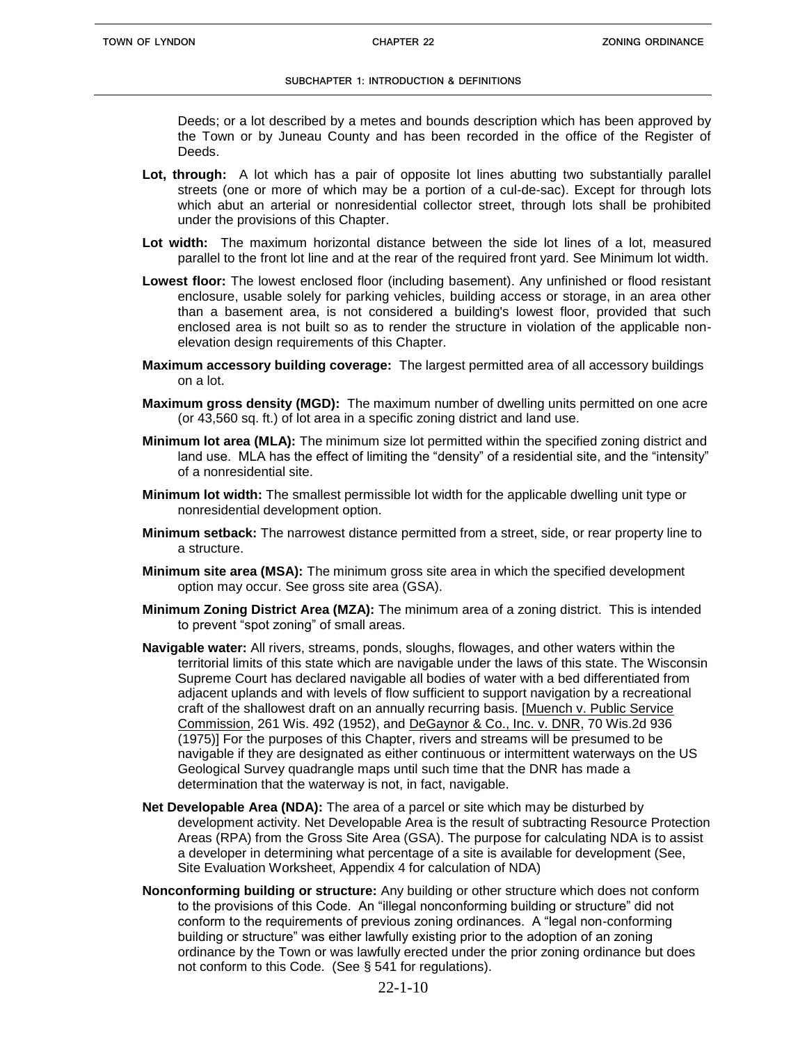Deeds; or a lot described by a metes and bounds description which has been approved by the Town or by Juneau County and has been recorded in the office of the Register of Deeds.

**Lot, through:** A lot which has a pair of opposite lot lines abutting two substantially parallel streets (one or more of which may be a portion of a cul-de-sac). Except for through lots which abut an arterial or nonresidential collector street, through lots shall be prohibited under the provisions of this Chapter.

**Lot width:** The maximum horizontal distance between the side lot lines of a lot, measured parallel to the front lot line and at the rear of the required front yard. See Minimum lot width.

**Lowest floor:** The lowest enclosed floor (including basement). Any unfinished or flood resistant enclosure, usable solely for parking vehicles, building access or storage, in an area other than a basement area, is not considered a building's lowest floor, provided that such enclosed area is not built so as to render the structure in violation of the applicable non-elevation design requirements of this Chapter.

**Maximum accessory building coverage:** The largest permitted area of all accessory buildings on a lot.

**Maximum gross density (MGD):** The maximum number of dwelling units permitted on one acre (or 43,560 sq. ft.) of lot area in a specific zoning district and land use.

**Minimum lot area (MLA):** The minimum size lot permitted within the specified zoning district and land use. MLA has the effect of limiting the "density" of a residential site, and the "intensity" of a nonresidential site.

**Minimum lot width:** The smallest permissible lot width for the applicable dwelling unit type or nonresidential development option.

**Minimum setback:** The narrowest distance permitted from a street, side, or rear property line to a structure.

**Minimum site area (MSA):** The minimum gross site area in which the specified development option may occur. See gross site area (GSA).

**Minimum Zoning District Area (MZA):** The minimum area of a zoning district. This is intended to prevent "spot zoning" of small areas.

**Navigable water:** All rivers, streams, ponds, sloughs, flowages, and other waters within the territorial limits of this state which are navigable under the laws of this state. The Wisconsin Supreme Court has declared navigable all bodies of water with a bed differentiated from adjacent uplands and with levels of flow sufficient to support navigation by a recreational craft of the shallowest draft on an annually recurring basis. [Muench v. Public Service Commission, 261 Wis. 492 (1952), and DeGaynor & Co., Inc. v. DNR, 70 Wis.2d 936 (1975)] For the purposes of this Chapter, rivers and streams will be presumed to be navigable if they are designated as either continuous or intermittent waterways on the US Geological Survey quadrangle maps until such time that the DNR has made a determination that the waterway is not, in fact, navigable.

**Net Developable Area (NDA):** The area of a parcel or site which may be disturbed by development activity. Net Developable Area is the result of subtracting Resource Protection Areas (RPA) from the Gross Site Area (GSA). The purpose for calculating NDA is to assist a developer in determining what percentage of a site is available for development (See, Site Evaluation Worksheet, Appendix 4 for calculation of NDA)

**Nonconforming building or structure:** Any building or other structure which does not conform to the provisions of this Code. An "illegal nonconforming building or structure" did not conform to the requirements of previous zoning ordinances. A "legal non-conforming building or structure" was either lawfully existing prior to the adoption of an zoning ordinance by the Town or was lawfully erected under the prior zoning ordinance but does not conform to this Code. (See § 541 for regulations).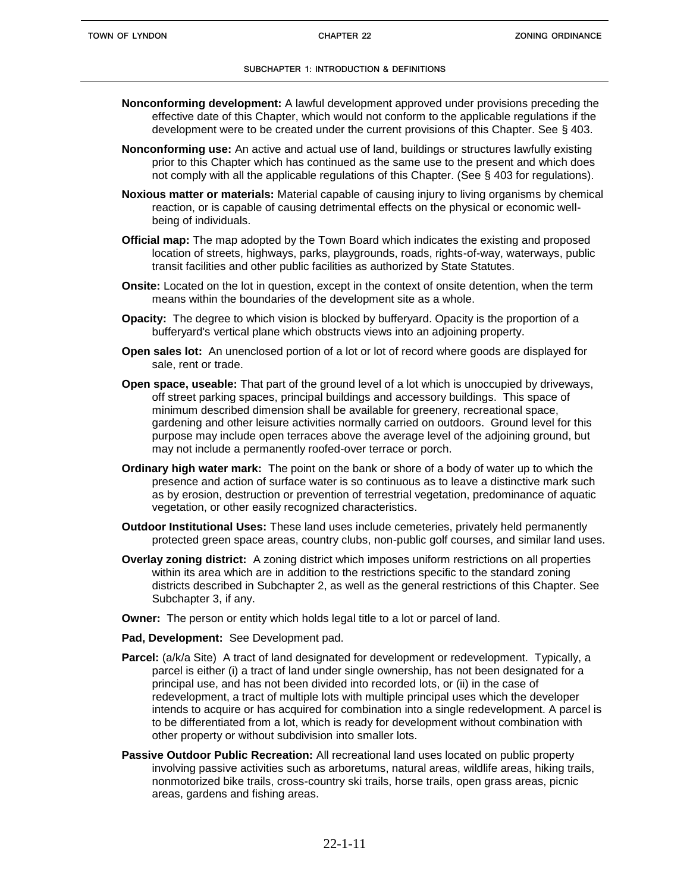**Nonconforming development:** A lawful development approved under provisions preceding the effective date of this Chapter, which would not conform to the applicable regulations if the development were to be created under the current provisions of this Chapter. See § 403.

**Nonconforming use:** An active and actual use of land, buildings or structures lawfully existing prior to this Chapter which has continued as the same use to the present and which does not comply with all the applicable regulations of this Chapter. (See § 403 for regulations).

**Noxious matter or materials:** Material capable of causing injury to living organisms by chemical reaction, or is capable of causing detrimental effects on the physical or economic well-being of individuals.

**Official map:** The map adopted by the Town Board which indicates the existing and proposed location of streets, highways, parks, playgrounds, roads, rights-of-way, waterways, public transit facilities and other public facilities as authorized by State Statutes.

**Onsite:** Located on the lot in question, except in the context of onsite detention, when the term means within the boundaries of the development site as a whole.

**Opacity:** The degree to which vision is blocked by bufferyard. Opacity is the proportion of a bufferyard's vertical plane which obstructs views into an adjoining property.

**Open sales lot:** An unenclosed portion of a lot or lot of record where goods are displayed for sale, rent or trade.

**Open space, useable:** That part of the ground level of a lot which is unoccupied by driveways, off street parking spaces, principal buildings and accessory buildings. This space of minimum described dimension shall be available for greenery, recreational space, gardening and other leisure activities normally carried on outdoors. Ground level for this purpose may include open terraces above the average level of the adjoining ground, but may not include a permanently roofed-over terrace or porch.

**Ordinary high water mark:** The point on the bank or shore of a body of water up to which the presence and action of surface water is so continuous as to leave a distinctive mark such as by erosion, destruction or prevention of terrestrial vegetation, predominance of aquatic vegetation, or other easily recognized characteristics.

**Outdoor Institutional Uses:** These land uses include cemeteries, privately held permanently protected green space areas, country clubs, non-public golf courses, and similar land uses.

**Overlay zoning district:** A zoning district which imposes uniform restrictions on all properties within its area which are in addition to the restrictions specific to the standard zoning districts described in Subchapter 2, as well as the general restrictions of this Chapter. See Subchapter 3, if any.

**Owner:** The person or entity which holds legal title to a lot or parcel of land.

**Pad, Development:** See Development pad.

**Parcel:** (a/k/a Site) A tract of land designated for development or redevelopment. Typically, a parcel is either (i) a tract of land under single ownership, has not been designated for a principal use, and has not been divided into recorded lots, or (ii) in the case of redevelopment, a tract of multiple lots with multiple principal uses which the developer intends to acquire or has acquired for combination into a single redevelopment. A parcel is to be differentiated from a lot, which is ready for development without combination with other property or without subdivision into smaller lots.

**Passive Outdoor Public Recreation:** All recreational land uses located on public property involving passive activities such as arboretums, natural areas, wildlife areas, hiking trails, nonmotorized bike trails, cross-country ski trails, horse trails, open grass areas, picnic areas, gardens and fishing areas.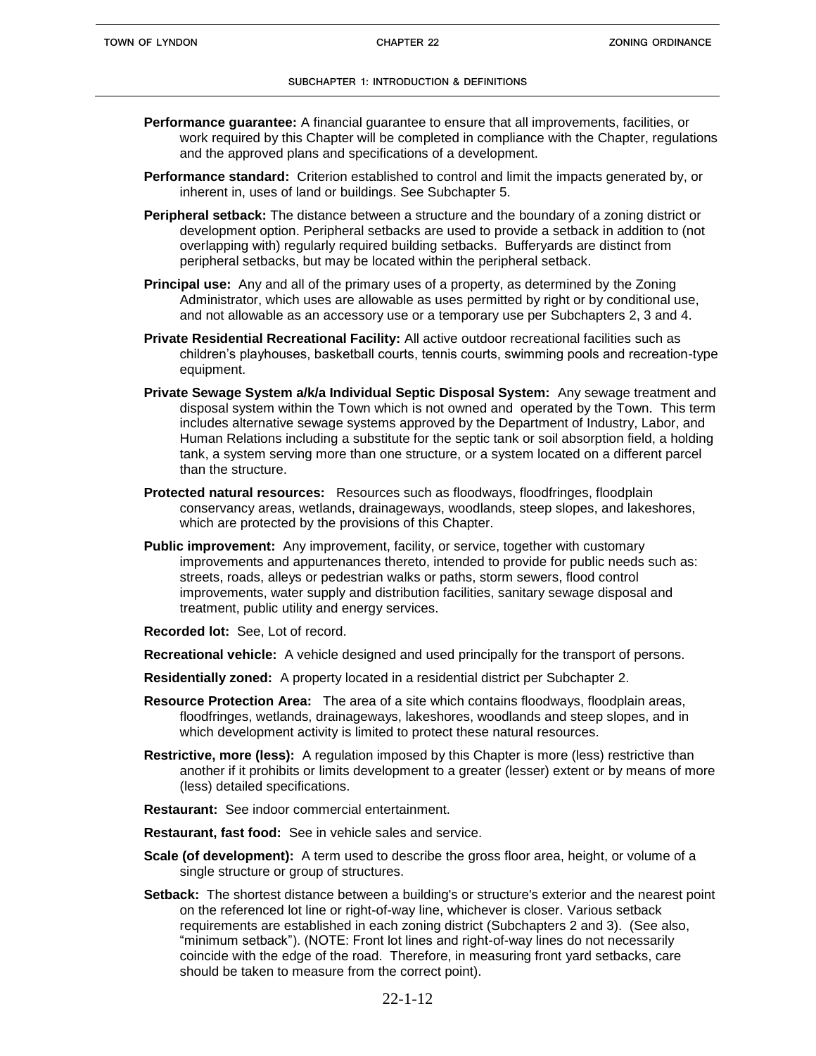**Performance guarantee:** A financial guarantee to ensure that all improvements, facilities, or work required by this Chapter will be completed in compliance with the Chapter, regulations and the approved plans and specifications of a development.

**Performance standard:** Criterion established to control and limit the impacts generated by, or inherent in, uses of land or buildings. See Subchapter 5.

**Peripheral setback:** The distance between a structure and the boundary of a zoning district or development option. Peripheral setbacks are used to provide a setback in addition to (not overlapping with) regularly required building setbacks. Bufferyards are distinct from peripheral setbacks, but may be located within the peripheral setback.

**Principal use:** Any and all of the primary uses of a property, as determined by the Zoning Administrator, which uses are allowable as uses permitted by right or by conditional use, and not allowable as an accessory use or a temporary use per Subchapters 2, 3 and 4.

**Private Residential Recreational Facility:** All active outdoor recreational facilities such as children's playhouses, basketball courts, tennis courts, swimming pools and recreation-type equipment.

**Private Sewage System a/k/a Individual Septic Disposal System:** Any sewage treatment and disposal system within the Town which is not owned and operated by the Town. This term includes alternative sewage systems approved by the Department of Industry, Labor, and Human Relations including a substitute for the septic tank or soil absorption field, a holding tank, a system serving more than one structure, or a system located on a different parcel than the structure.

**Protected natural resources:** Resources such as floodways, floodfringes, floodplain conservancy areas, wetlands, drainageways, woodlands, steep slopes, and lakeshores, which are protected by the provisions of this Chapter.

**Public improvement:** Any improvement, facility, or service, together with customary improvements and appurtenances thereto, intended to provide for public needs such as: streets, roads, alleys or pedestrian walks or paths, storm sewers, flood control improvements, water supply and distribution facilities, sanitary sewage disposal and treatment, public utility and energy services.

**Recorded lot:** See, Lot of record.

**Recreational vehicle:** A vehicle designed and used principally for the transport of persons.

**Residentially zoned:** A property located in a residential district per Subchapter 2.

**Resource Protection Area:** The area of a site which contains floodways, floodplain areas, floodfringes, wetlands, drainageways, lakeshores, woodlands and steep slopes, and in which development activity is limited to protect these natural resources.

**Restrictive, more (less):** A regulation imposed by this Chapter is more (less) restrictive than another if it prohibits or limits development to a greater (lesser) extent or by means of more (less) detailed specifications.

**Restaurant:** See indoor commercial entertainment.

**Restaurant, fast food:** See in vehicle sales and service.

**Scale (of development):** A term used to describe the gross floor area, height, or volume of a single structure or group of structures.

**Setback:** The shortest distance between a building's or structure's exterior and the nearest point on the referenced lot line or right-of-way line, whichever is closer. Various setback requirements are established in each zoning district (Subchapters 2 and 3). (See also, "minimum setback"). (NOTE: Front lot lines and right-of-way lines do not necessarily coincide with the edge of the road. Therefore, in measuring front yard setbacks, care should be taken to measure from the correct point).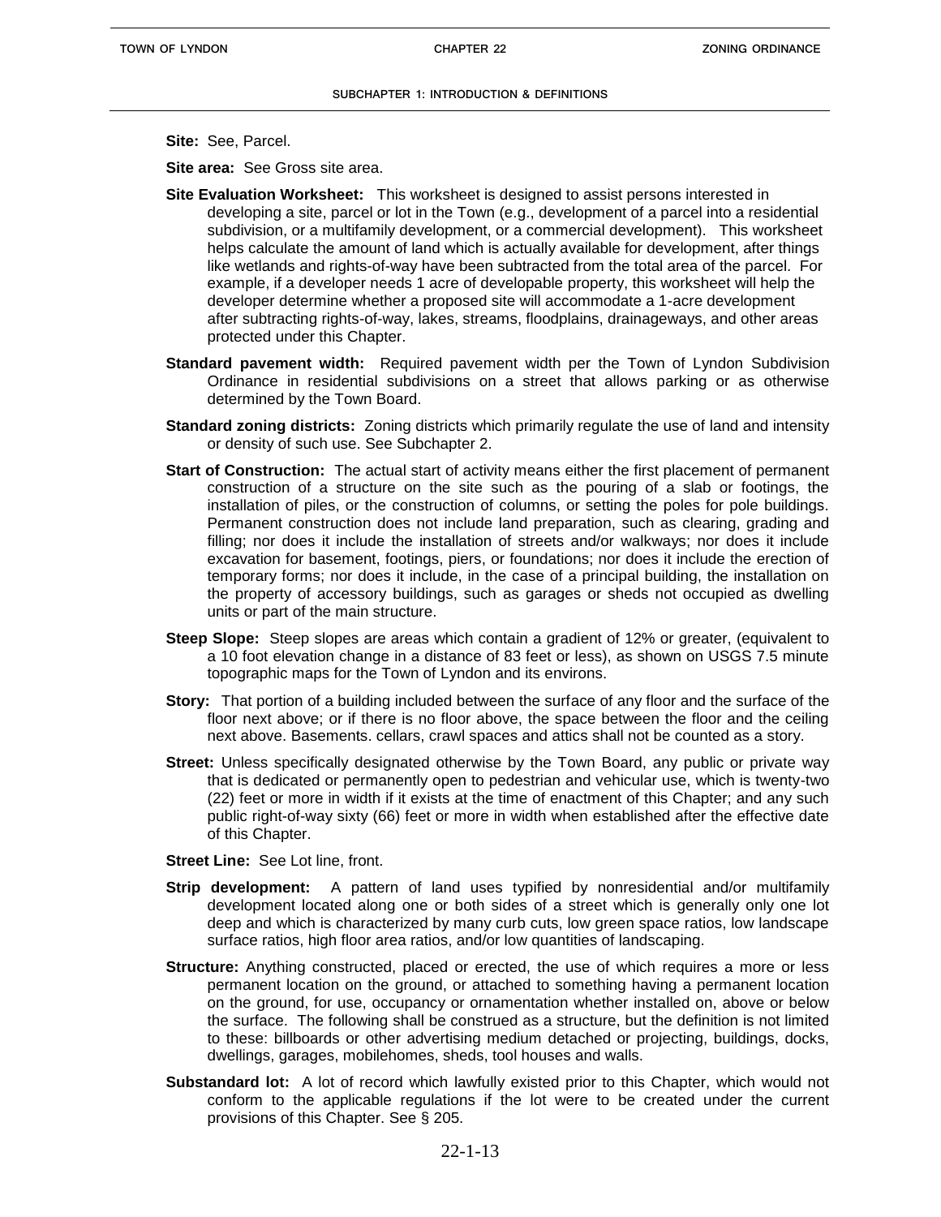**Site:** See, Parcel.

**Site area:** See Gross site area.

**Site Evaluation Worksheet:** This worksheet is designed to assist persons interested in developing a site, parcel or lot in the Town (e.g., development of a parcel into a residential subdivision, or a multifamily development, or a commercial development). This worksheet helps calculate the amount of land which is actually available for development, after things like wetlands and rights-of-way have been subtracted from the total area of the parcel. For example, if a developer needs 1 acre of developable property, this worksheet will help the developer determine whether a proposed site will accommodate a 1-acre development after subtracting rights-of-way, lakes, streams, floodplains, drainageways, and other areas protected under this Chapter.

**Standard pavement width:** Required pavement width per the Town of Lyndon Subdivision Ordinance in residential subdivisions on a street that allows parking or as otherwise determined by the Town Board.

**Standard zoning districts:** Zoning districts which primarily regulate the use of land and intensity or density of such use. See Subchapter 2.

**Start of Construction:** The actual start of activity means either the first placement of permanent construction of a structure on the site such as the pouring of a slab or footings, the installation of piles, or the construction of columns, or setting the poles for pole buildings. Permanent construction does not include land preparation, such as clearing, grading and filling; nor does it include the installation of streets and/or walkways; nor does it include excavation for basement, footings, piers, or foundations; nor does it include the erection of temporary forms; nor does it include, in the case of a principal building, the installation on the property of accessory buildings, such as garages or sheds not occupied as dwelling units or part of the main structure.

**Steep Slope:** Steep slopes are areas which contain a gradient of 12% or greater, (equivalent to a 10 foot elevation change in a distance of 83 feet or less), as shown on USGS 7.5 minute topographic maps for the Town of Lyndon and its environs.

**Story:** That portion of a building included between the surface of any floor and the surface of the floor next above; or if there is no floor above, the space between the floor and the ceiling next above. Basements. cellars, crawl spaces and attics shall not be counted as a story.

**Street:** Unless specifically designated otherwise by the Town Board, any public or private way that is dedicated or permanently open to pedestrian and vehicular use, which is twenty-two (22) feet or more in width if it exists at the time of enactment of this Chapter; and any such public right-of-way sixty (66) feet or more in width when established after the effective date of this Chapter.

**Street Line:** See Lot line, front.

**Strip development:** A pattern of land uses typified by nonresidential and/or multifamily development located along one or both sides of a street which is generally only one lot deep and which is characterized by many curb cuts, low green space ratios, low landscape surface ratios, high floor area ratios, and/or low quantities of landscaping.

**Structure:** Anything constructed, placed or erected, the use of which requires a more or less permanent location on the ground, or attached to something having a permanent location on the ground, for use, occupancy or ornamentation whether installed on, above or below the surface. The following shall be construed as a structure, but the definition is not limited to these: billboards or other advertising medium detached or projecting, buildings, docks, dwellings, garages, mobilehomes, sheds, tool houses and walls.

**Substandard lot:** A lot of record which lawfully existed prior to this Chapter, which would not conform to the applicable regulations if the lot were to be created under the current provisions of this Chapter. See § 205.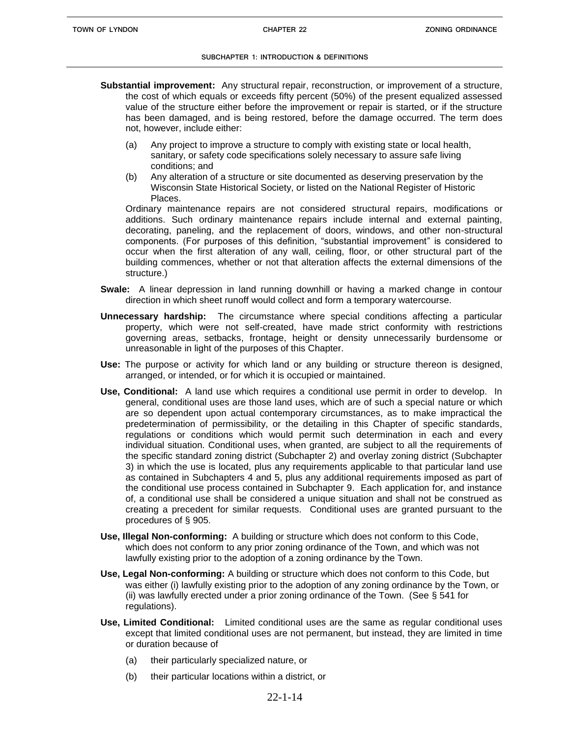**Substantial improvement:** Any structural repair, reconstruction, or improvement of a structure, the cost of which equals or exceeds fifty percent (50%) of the present equalized assessed value of the structure either before the improvement or repair is started, or if the structure has been damaged, and is being restored, before the damage occurred. The term does not, however, include either:

(a) Any project to improve a structure to comply with existing state or local health, sanitary, or safety code specifications solely necessary to assure safe living conditions; and

(b) Any alteration of a structure or site documented as deserving preservation by the Wisconsin State Historical Society, or listed on the National Register of Historic Places.

Ordinary maintenance repairs are not considered structural repairs, modifications or additions. Such ordinary maintenance repairs include internal and external painting, decorating, paneling, and the replacement of doors, windows, and other non-structural components. (For purposes of this definition, "substantial improvement" is considered to occur when the first alteration of any wall, ceiling, floor, or other structural part of the building commences, whether or not that alteration affects the external dimensions of the structure.)

**Swale:** A linear depression in land running downhill or having a marked change in contour direction in which sheet runoff would collect and form a temporary watercourse.

**Unnecessary hardship:** The circumstance where special conditions affecting a particular property, which were not self-created, have made strict conformity with restrictions governing areas, setbacks, frontage, height or density unnecessarily burdensome or unreasonable in light of the purposes of this Chapter.

**Use:** The purpose or activity for which land or any building or structure thereon is designed, arranged, or intended, or for which it is occupied or maintained.

**Use, Conditional:** A land use which requires a conditional use permit in order to develop. In general, conditional uses are those land uses, which are of such a special nature or which are so dependent upon actual contemporary circumstances, as to make impractical the predetermination of permissibility, or the detailing in this Chapter of specific standards, regulations or conditions which would permit such determination in each and every individual situation. Conditional uses, when granted, are subject to all the requirements of the specific standard zoning district (Subchapter 2) and overlay zoning district (Subchapter 3) in which the use is located, plus any requirements applicable to that particular land use as contained in Subchapters 4 and 5, plus any additional requirements imposed as part of the conditional use process contained in Subchapter 9. Each application for, and instance of, a conditional use shall be considered a unique situation and shall not be construed as creating a precedent for similar requests. Conditional uses are granted pursuant to the procedures of § 905.

**Use, Illegal Non-conforming:** A building or structure which does not conform to this Code, which does not conform to any prior zoning ordinance of the Town, and which was not lawfully existing prior to the adoption of a zoning ordinance by the Town.

**Use, Legal Non-conforming:** A building or structure which does not conform to this Code, but was either (i) lawfully existing prior to the adoption of any zoning ordinance by the Town, or (ii) was lawfully erected under a prior zoning ordinance of the Town. (See § 541 for regulations).

**Use, Limited Conditional:** Limited conditional uses are the same as regular conditional uses except that limited conditional uses are not permanent, but instead, they are limited in time or duration because of

(a) their particularly specialized nature, or

(b) their particular locations within a district, or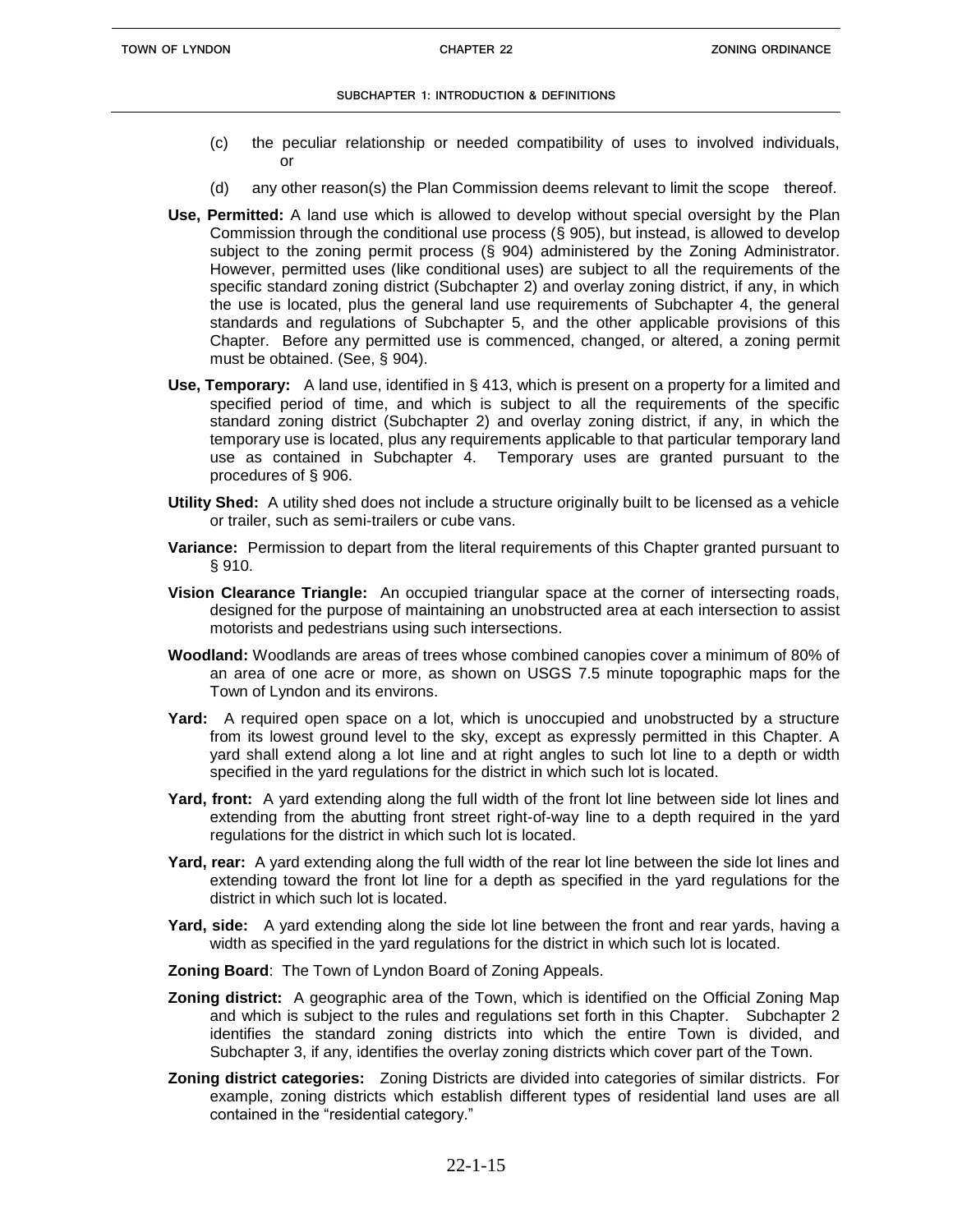(c) the peculiar relationship or needed compatibility of uses to involved individuals, or

(d) any other reason(s) the Plan Commission deems relevant to limit the scope thereof.

**Use, Permitted:** A land use which is allowed to develop without special oversight by the Plan Commission through the conditional use process (§ 905), but instead, is allowed to develop subject to the zoning permit process (§ 904) administered by the Zoning Administrator. However, permitted uses (like conditional uses) are subject to all the requirements of the specific standard zoning district (Subchapter 2) and overlay zoning district, if any, in which the use is located, plus the general land use requirements of Subchapter 4, the general standards and regulations of Subchapter 5, and the other applicable provisions of this Chapter. Before any permitted use is commenced, changed, or altered, a zoning permit must be obtained. (See, § 904).

**Use, Temporary:** A land use, identified in § 413, which is present on a property for a limited and specified period of time, and which is subject to all the requirements of the specific standard zoning district (Subchapter 2) and overlay zoning district, if any, in which the temporary use is located, plus any requirements applicable to that particular temporary land use as contained in Subchapter 4. Temporary uses are granted pursuant to the procedures of § 906.

**Utility Shed:** A utility shed does not include a structure originally built to be licensed as a vehicle or trailer, such as semi-trailers or cube vans.

**Variance:** Permission to depart from the literal requirements of this Chapter granted pursuant to § 910.

**Vision Clearance Triangle:** An occupied triangular space at the corner of intersecting roads, designed for the purpose of maintaining an unobstructed area at each intersection to assist motorists and pedestrians using such intersections.

**Woodland:** Woodlands are areas of trees whose combined canopies cover a minimum of 80% of an area of one acre or more, as shown on USGS 7.5 minute topographic maps for the Town of Lyndon and its environs.

**Yard:** A required open space on a lot, which is unoccupied and unobstructed by a structure from its lowest ground level to the sky, except as expressly permitted in this Chapter. A yard shall extend along a lot line and at right angles to such lot line to a depth or width specified in the yard regulations for the district in which such lot is located.

**Yard, front:** A yard extending along the full width of the front lot line between side lot lines and extending from the abutting front street right-of-way line to a depth required in the yard regulations for the district in which such lot is located.

**Yard, rear:** A yard extending along the full width of the rear lot line between the side lot lines and extending toward the front lot line for a depth as specified in the yard regulations for the district in which such lot is located.

**Yard, side:** A yard extending along the side lot line between the front and rear yards, having a width as specified in the yard regulations for the district in which such lot is located.

**Zoning Board**: The Town of Lyndon Board of Zoning Appeals.

**Zoning district:** A geographic area of the Town, which is identified on the Official Zoning Map and which is subject to the rules and regulations set forth in this Chapter. Subchapter 2 identifies the standard zoning districts into which the entire Town is divided, and Subchapter 3, if any, identifies the overlay zoning districts which cover part of the Town.

**Zoning district categories:** Zoning Districts are divided into categories of similar districts. For example, zoning districts which establish different types of residential land uses are all contained in the "residential category."